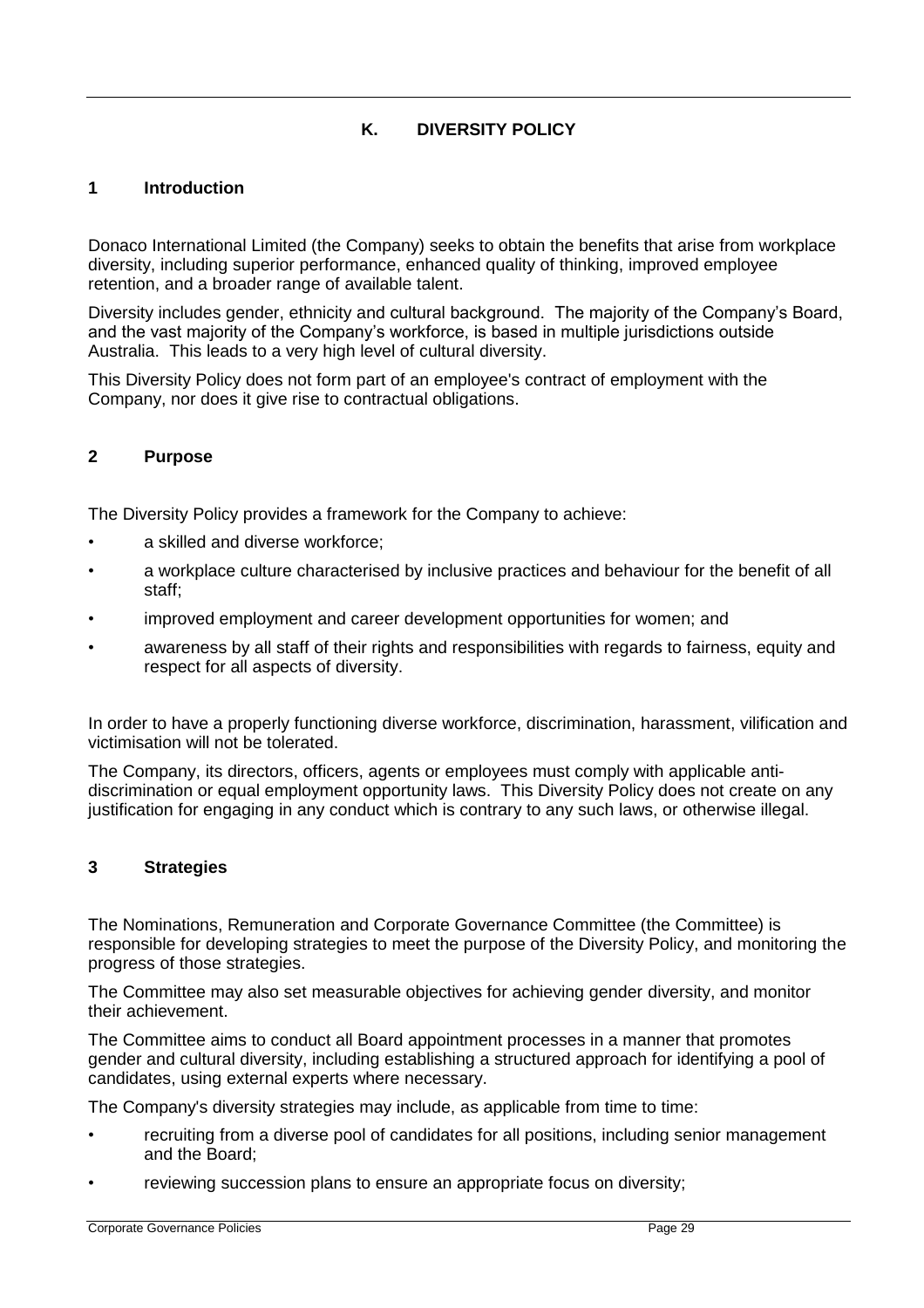# K. DIVERSITY POLICY

## 1 Introduction

Donaco International Limited (the Company) seeks to obtain the benefits that arise from workplace diversity, including superior performance, enhanced quality of thinking, improved employee retention, and a broader range of available talent.

Diversity includes gender, ethnicity and cultural background. The majority of the Company's Board, and the vast majority of the Company's workforce, is based in multiple jurisdictions outside Australia. This leads to a very high level of cultural diversity.

This Diversity Policy does not form part of an employee's contract of employment with the Company, nor does it give rise to contractual obligations.

## 2 Purpose

The Diversity Policy provides a framework for the Company to achieve:

- a skilled and diverse workforce;
- a workplace culture characterised by inclusive practices and behaviour for the benefit of all staff;
- improved employment and career development opportunities for women; and
- awareness by all staff of their rights and responsibilities with regards to fairness, equity and respect for all aspects of diversity.

In order to have a properly functioning diverse workforce, discrimination, harassment, vilification and victimisation will not be tolerated.

The Company, its directors, officers, agents or employees must comply with applicable anti-discrimination or equal employment opportunity laws. This Diversity Policy does not create on any justification for engaging in any conduct which is contrary to any such laws, or otherwise illegal.

## 3 Strategies

The Nominations, Remuneration and Corporate Governance Committee (the Committee) is responsible for developing strategies to meet the purpose of the Diversity Policy, and monitoring the progress of those strategies.

The Committee may also set measurable objectives for achieving gender diversity, and monitor their achievement.

The Committee aims to conduct all Board appointment processes in a manner that promotes gender and cultural diversity, including establishing a structured approach for identifying a pool of candidates, using external experts where necessary.

The Company's diversity strategies may include, as applicable from time to time:

- recruiting from a diverse pool of candidates for all positions, including senior management and the Board;
- reviewing succession plans to ensure an appropriate focus on diversity;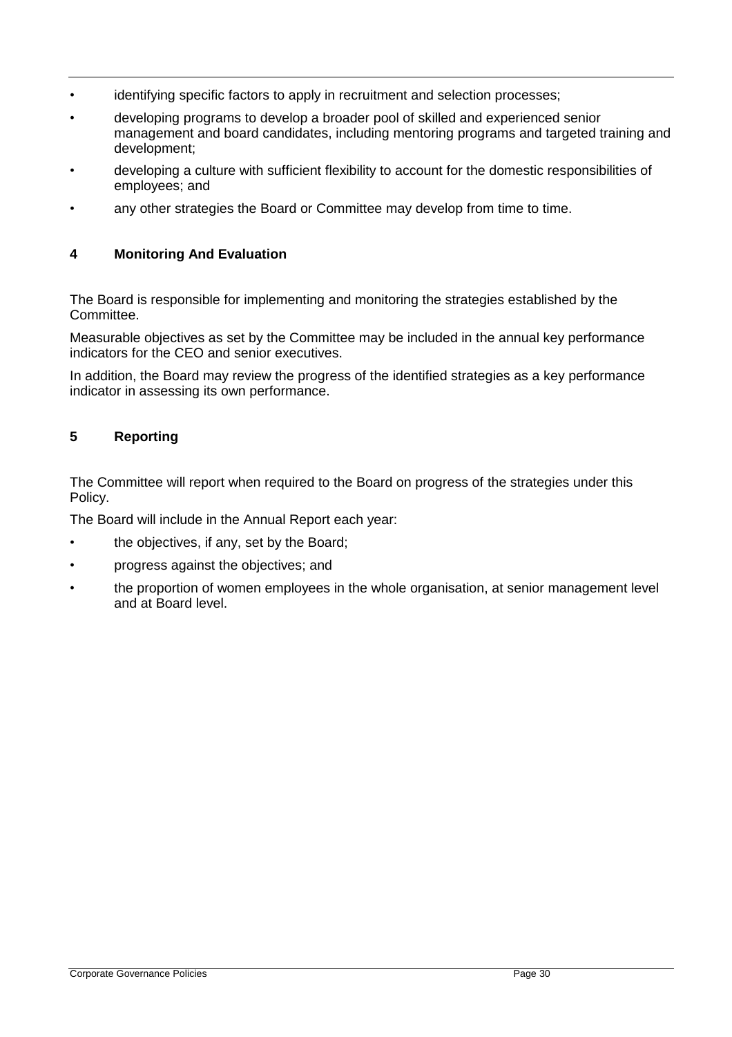- identifying specific factors to apply in recruitment and selection processes;
- developing programs to develop a broader pool of skilled and experienced senior management and board candidates, including mentoring programs and targeted training and development;
- developing a culture with sufficient flexibility to account for the domestic responsibilities of employees; and
- any other strategies the Board or Committee may develop from time to time.

## 4 Monitoring And Evaluation

The Board is responsible for implementing and monitoring the strategies established by the Committee.

Measurable objectives as set by the Committee may be included in the annual key performance indicators for the CEO and senior executives.

In addition, the Board may review the progress of the identified strategies as a key performance indicator in assessing its own performance.

## 5 Reporting

The Committee will report when required to the Board on progress of the strategies under this Policy.

The Board will include in the Annual Report each year:

- the objectives, if any, set by the Board;
- progress against the objectives; and
- the proportion of women employees in the whole organisation, at senior management level and at Board level.